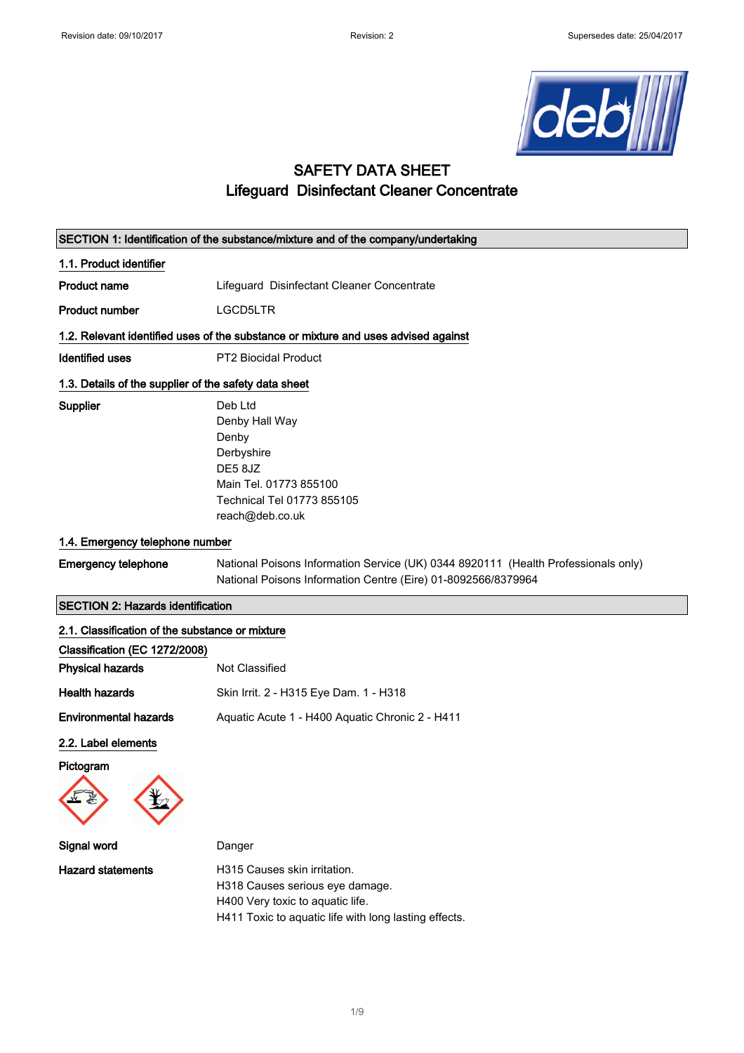# SAFETY DATA SHEET
## Lifeguard Disinfectant Cleaner Concentrate

### SECTION 1: Identification of the substance/mixture and of the company/undertaking

**1.1. Product identifier**

**Product name** Lifeguard Disinfectant Cleaner Concentrate

**Product number** LGCD5LTR

**1.2. Relevant identified uses of the substance or mixture and uses advised against**

**Identified uses** PT2 Biocidal Product

**1.3. Details of the supplier of the safety data sheet**

**Supplier**
Deb Ltd
Denby Hall Way
Denby
Derbyshire
DE5 8JZ
Main Tel. 01773 855100
Technical Tel 01773 855105
reach@deb.co.uk

**1.4. Emergency telephone number**

**Emergency telephone**
National Poisons Information Service (UK) 0344 8920111 (Health Professionals only)
National Poisons Information Centre (Eire) 01-8092566/8379964

### SECTION 2: Hazards identification

**2.1. Classification of the substance or mixture**

**Classification (EC 1272/2008)**

**Physical hazards** Not Classified

**Health hazards** Skin Irrit. 2 - H315 Eye Dam. 1 - H318

**Environmental hazards** Aquatic Acute 1 - H400 Aquatic Chronic 2 - H411

**2.2. Label elements**

**Pictogram**

**Signal word** Danger

**Hazard statements**
H315 Causes skin irritation.
H318 Causes serious eye damage.
H400 Very toxic to aquatic life.
H411 Toxic to aquatic life with long lasting effects.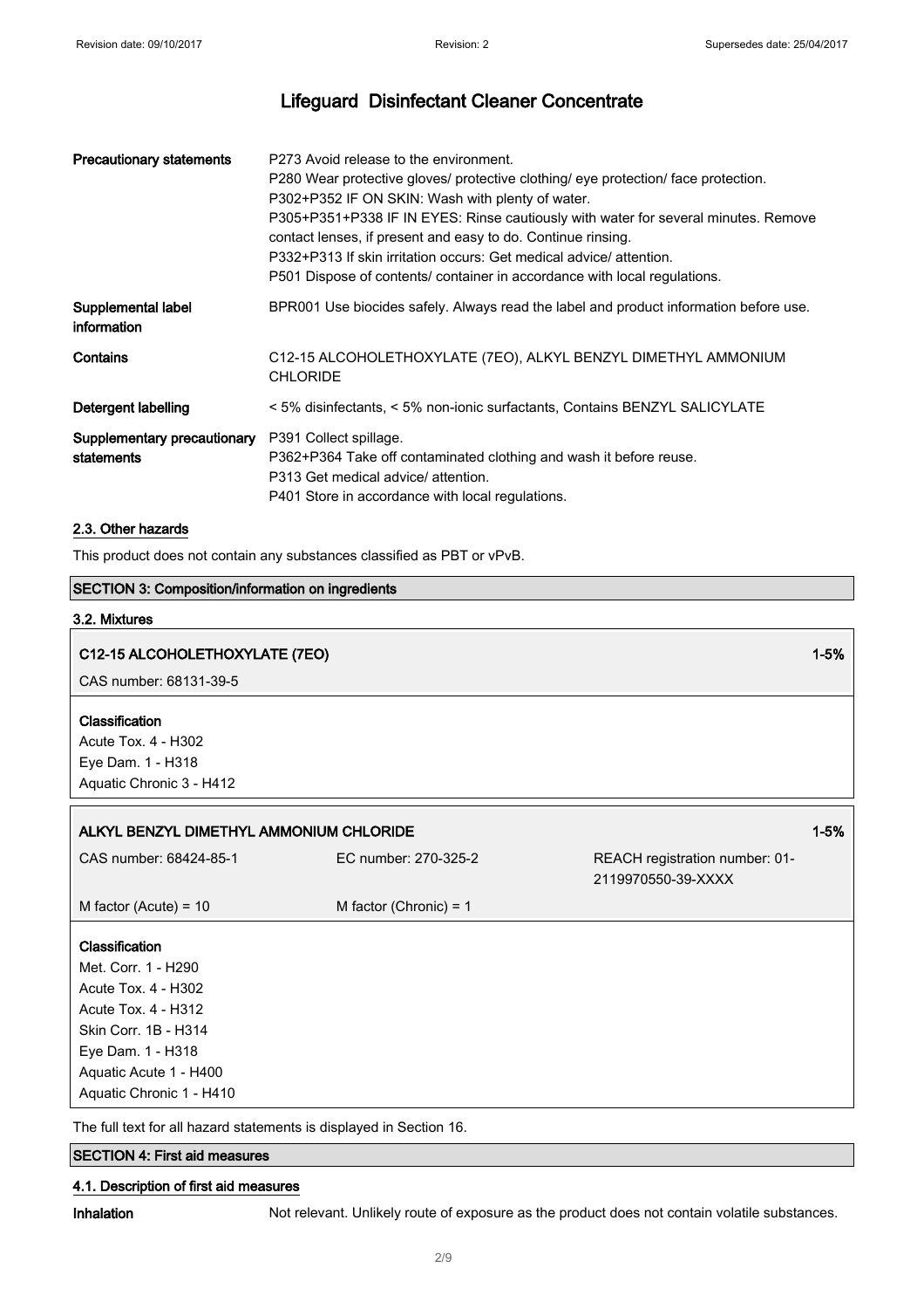| | |
|---|---|
| **Precautionary statements** | P273 Avoid release to the environment.<br>P280 Wear protective gloves/ protective clothing/ eye protection/ face protection.<br>P302+P352 IF ON SKIN: Wash with plenty of water.<br>P305+P351+P338 IF IN EYES: Rinse cautiously with water for several minutes. Remove contact lenses, if present and easy to do. Continue rinsing.<br>P332+P313 If skin irritation occurs: Get medical advice/ attention.<br>P501 Dispose of contents/ container in accordance with local regulations. |
| **Supplemental label information** | BPR001 Use biocides safely. Always read the label and product information before use. |
| **Contains** | C12-15 ALCOHOLETHOXYLATE (7EO), ALKYL BENZYL DIMETHYL AMMONIUM CHLORIDE |
| **Detergent labelling** | < 5% disinfectants, < 5% non-ionic surfactants, Contains BENZYL SALICYLATE |
| **Supplementary precautionary statements** | P391 Collect spillage.<br>P362+P364 Take off contaminated clothing and wash it before reuse.<br>P313 Get medical advice/ attention.<br>P401 Store in accordance with local regulations. |

### 2.3. Other hazards

This product does not contain any substances classified as PBT or vPvB.

## SECTION 3: Composition/information on ingredients

### 3.2. Mixtures

**C12-15 ALCOHOLETHOXYLATE (7EO)** — 1-5%

CAS number: 68131-39-5

**Classification**

Acute Tox. 4 - H302
Eye Dam. 1 - H318
Aquatic Chronic 3 - H412

**ALKYL BENZYL DIMETHYL AMMONIUM CHLORIDE** — 1-5%

| | | |
|---|---|---|
| CAS number: 68424-85-1 | EC number: 270-325-2 | REACH registration number: 01-2119970550-39-XXXX |
| M factor (Acute) = 10 | M factor (Chronic) = 1 | |

**Classification**

Met. Corr. 1 - H290
Acute Tox. 4 - H302
Acute Tox. 4 - H312
Skin Corr. 1B - H314
Eye Dam. 1 - H318
Aquatic Acute 1 - H400
Aquatic Chronic 1 - H410

The full text for all hazard statements is displayed in Section 16.

## SECTION 4: First aid measures

### 4.1. Description of first aid measures

**Inhalation** Not relevant. Unlikely route of exposure as the product does not contain volatile substances.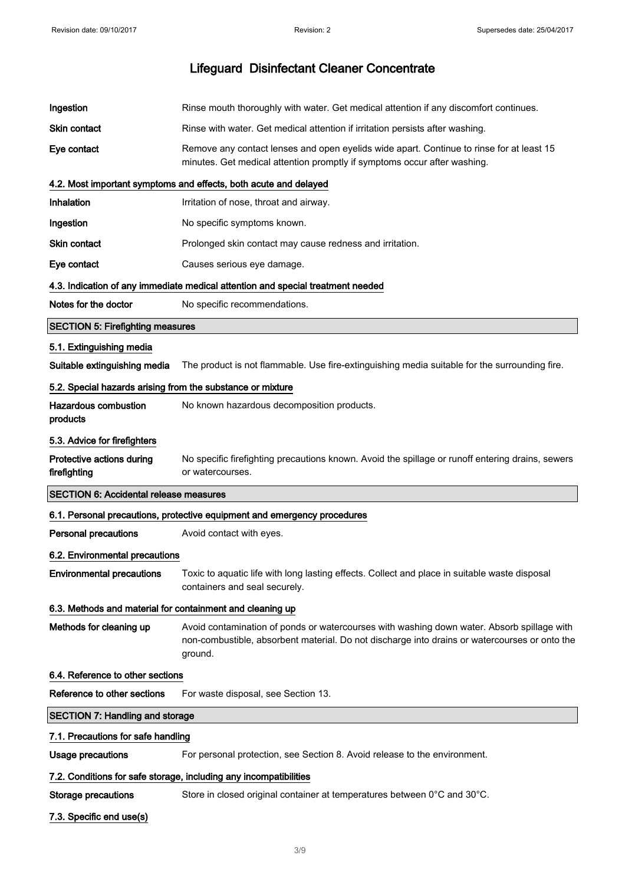| | |
|---|---|
| **Ingestion** | Rinse mouth thoroughly with water. Get medical attention if any discomfort continues. |
| **Skin contact** | Rinse with water. Get medical attention if irritation persists after washing. |
| **Eye contact** | Remove any contact lenses and open eyelids wide apart. Continue to rinse for at least 15 minutes. Get medical attention promptly if symptoms occur after washing. |

### 4.2. Most important symptoms and effects, both acute and delayed

| | |
|---|---|
| **Inhalation** | Irritation of nose, throat and airway. |
| **Ingestion** | No specific symptoms known. |
| **Skin contact** | Prolonged skin contact may cause redness and irritation. |
| **Eye contact** | Causes serious eye damage. |

### 4.3. Indication of any immediate medical attention and special treatment needed

| | |
|---|---|
| **Notes for the doctor** | No specific recommendations. |

## SECTION 5: Firefighting measures

### 5.1. Extinguishing media

| | |
|---|---|
| **Suitable extinguishing media** | The product is not flammable. Use fire-extinguishing media suitable for the surrounding fire. |

### 5.2. Special hazards arising from the substance or mixture

| | |
|---|---|
| **Hazardous combustion products** | No known hazardous decomposition products. |

### 5.3. Advice for firefighters

| | |
|---|---|
| **Protective actions during firefighting** | No specific firefighting precautions known. Avoid the spillage or runoff entering drains, sewers or watercourses. |

## SECTION 6: Accidental release measures

### 6.1. Personal precautions, protective equipment and emergency procedures

| | |
|---|---|
| **Personal precautions** | Avoid contact with eyes. |

### 6.2. Environmental precautions

| | |
|---|---|
| **Environmental precautions** | Toxic to aquatic life with long lasting effects. Collect and place in suitable waste disposal containers and seal securely. |

### 6.3. Methods and material for containment and cleaning up

| | |
|---|---|
| **Methods for cleaning up** | Avoid contamination of ponds or watercourses with washing down water. Absorb spillage with non-combustible, absorbent material. Do not discharge into drains or watercourses or onto the ground. |

### 6.4. Reference to other sections

| | |
|---|---|
| **Reference to other sections** | For waste disposal, see Section 13. |

## SECTION 7: Handling and storage

### 7.1. Precautions for safe handling

| | |
|---|---|
| **Usage precautions** | For personal protection, see Section 8. Avoid release to the environment. |

### 7.2. Conditions for safe storage, including any incompatibilities

| | |
|---|---|
| **Storage precautions** | Store in closed original container at temperatures between 0°C and 30°C. |

### 7.3. Specific end use(s)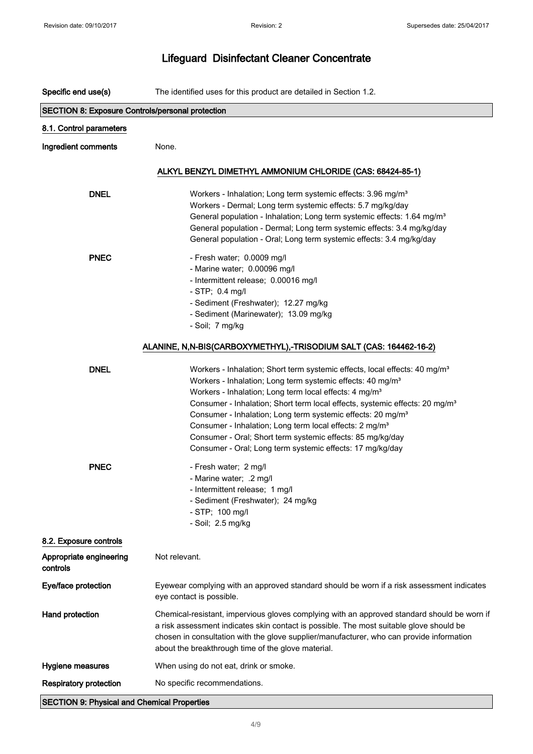# Lifeguard Disinfectant Cleaner Concentrate

**Specific end use(s)** The identified uses for this product are detailed in Section 1.2.

## SECTION 8: Exposure Controls/personal protection

### 8.1. Control parameters

**Ingredient comments** None.

#### ALKYL BENZYL DIMETHYL AMMONIUM CHLORIDE (CAS: 68424-85-1)

**DNEL**

Workers - Inhalation; Long term systemic effects: 3.96 mg/m³
Workers - Dermal; Long term systemic effects: 5.7 mg/kg/day
General population - Inhalation; Long term systemic effects: 1.64 mg/m³
General population - Dermal; Long term systemic effects: 3.4 mg/kg/day
General population - Oral; Long term systemic effects: 3.4 mg/kg/day

**PNEC**

- Fresh water; 0.0009 mg/l
- Marine water; 0.00096 mg/l
- Intermittent release; 0.00016 mg/l
- STP; 0.4 mg/l
- Sediment (Freshwater); 12.27 mg/kg
- Sediment (Marinewater); 13.09 mg/kg
- Soil; 7 mg/kg

#### ALANINE, N,N-BIS(CARBOXYMETHYL),-TRISODIUM SALT (CAS: 164462-16-2)

**DNEL**

Workers - Inhalation; Short term systemic effects, local effects: 40 mg/m³
Workers - Inhalation; Long term systemic effects: 40 mg/m³
Workers - Inhalation; Long term local effects: 4 mg/m³
Consumer - Inhalation; Short term local effects, systemic effects: 20 mg/m³
Consumer - Inhalation; Long term systemic effects: 20 mg/m³
Consumer - Inhalation; Long term local effects: 2 mg/m³
Consumer - Oral; Short term systemic effects: 85 mg/kg/day
Consumer - Oral; Long term systemic effects: 17 mg/kg/day

**PNEC**

- Fresh water; 2 mg/l
- Marine water; .2 mg/l
- Intermittent release; 1 mg/l
- Sediment (Freshwater); 24 mg/kg
- STP; 100 mg/l
- Soil; 2.5 mg/kg

### 8.2. Exposure controls

**Appropriate engineering controls** Not relevant.

**Eye/face protection** Eyewear complying with an approved standard should be worn if a risk assessment indicates eye contact is possible.

**Hand protection** Chemical-resistant, impervious gloves complying with an approved standard should be worn if a risk assessment indicates skin contact is possible. The most suitable glove should be chosen in consultation with the glove supplier/manufacturer, who can provide information about the breakthrough time of the glove material.

**Hygiene measures** When using do not eat, drink or smoke.

**Respiratory protection** No specific recommendations.

## SECTION 9: Physical and Chemical Properties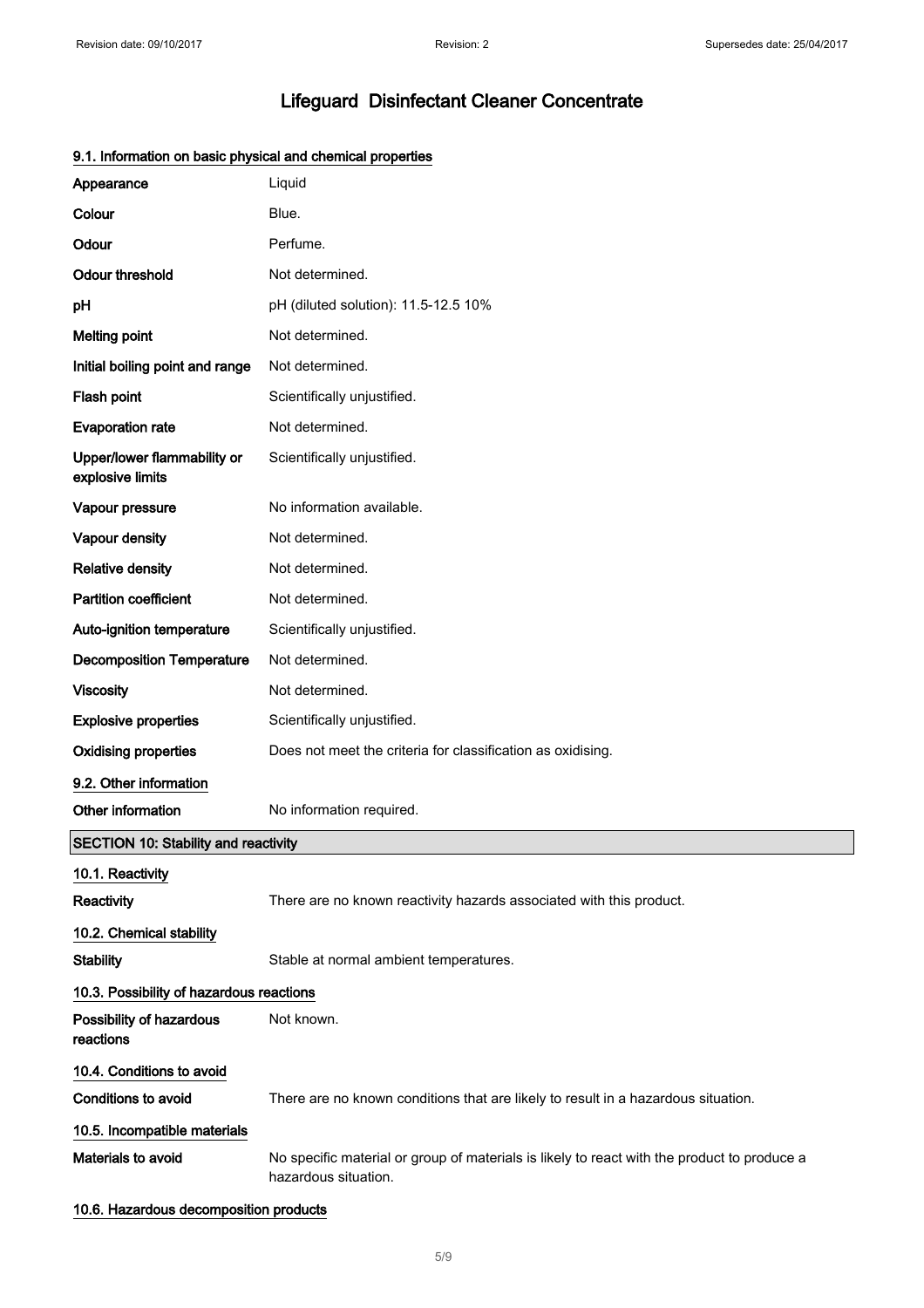# Lifeguard Disinfectant Cleaner Concentrate

### 9.1. Information on basic physical and chemical properties

| | |
|---|---|
| **Appearance** | Liquid |
| **Colour** | Blue. |
| **Odour** | Perfume. |
| **Odour threshold** | Not determined. |
| **pH** | pH (diluted solution): 11.5-12.5 10% |
| **Melting point** | Not determined. |
| **Initial boiling point and range** | Not determined. |
| **Flash point** | Scientifically unjustified. |
| **Evaporation rate** | Not determined. |
| **Upper/lower flammability or explosive limits** | Scientifically unjustified. |
| **Vapour pressure** | No information available. |
| **Vapour density** | Not determined. |
| **Relative density** | Not determined. |
| **Partition coefficient** | Not determined. |
| **Auto-ignition temperature** | Scientifically unjustified. |
| **Decomposition Temperature** | Not determined. |
| **Viscosity** | Not determined. |
| **Explosive properties** | Scientifically unjustified. |
| **Oxidising properties** | Does not meet the criteria for classification as oxidising. |

### 9.2. Other information

| | |
|---|---|
| **Other information** | No information required. |

## SECTION 10: Stability and reactivity

### 10.1. Reactivity

| | |
|---|---|
| **Reactivity** | There are no known reactivity hazards associated with this product. |

### 10.2. Chemical stability

| | |
|---|---|
| **Stability** | Stable at normal ambient temperatures. |

### 10.3. Possibility of hazardous reactions

| | |
|---|---|
| **Possibility of hazardous reactions** | Not known. |

### 10.4. Conditions to avoid

| | |
|---|---|
| **Conditions to avoid** | There are no known conditions that are likely to result in a hazardous situation. |

### 10.5. Incompatible materials

| | |
|---|---|
| **Materials to avoid** | No specific material or group of materials is likely to react with the product to produce a hazardous situation. |

### 10.6. Hazardous decomposition products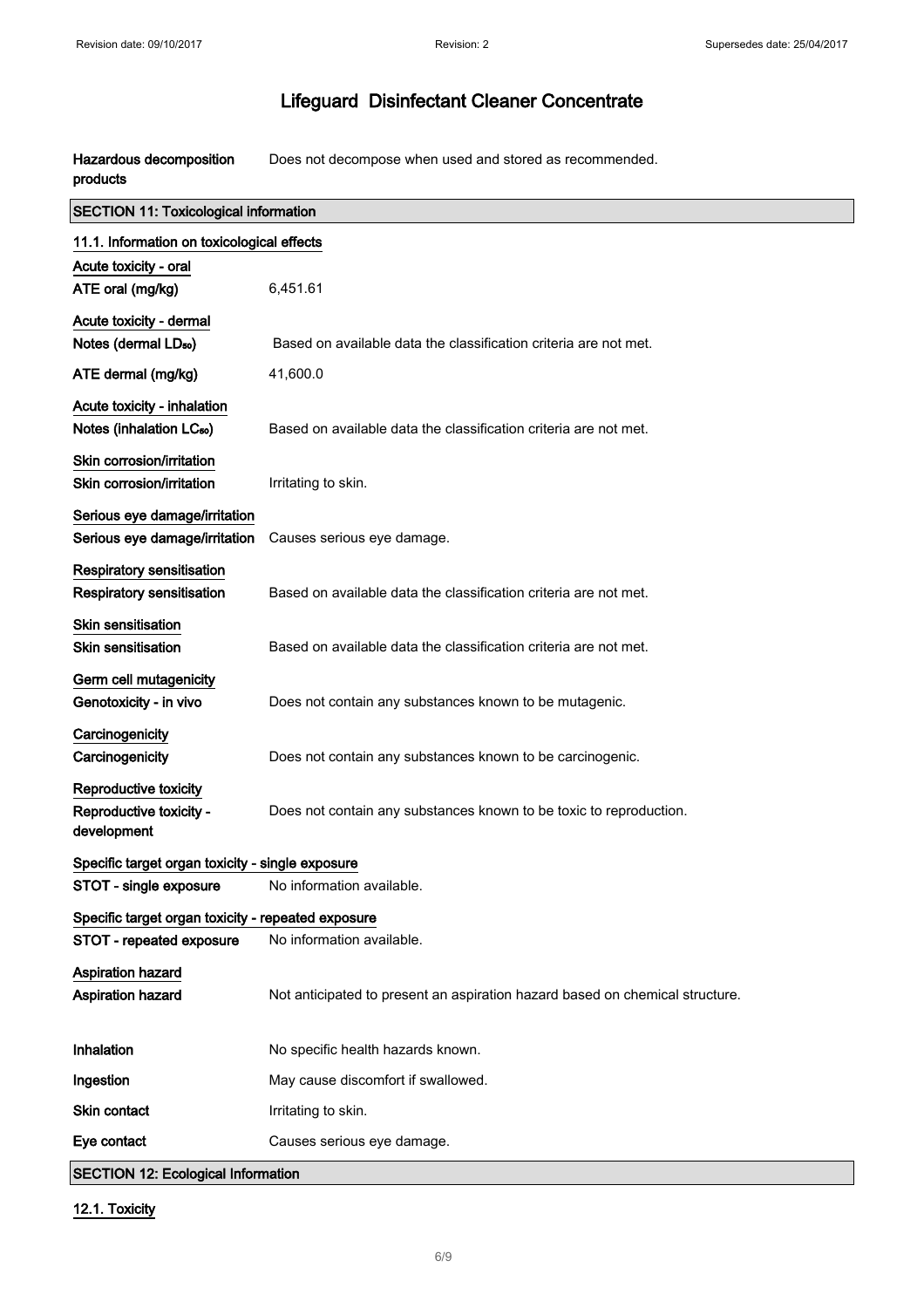# Lifeguard Disinfectant Cleaner Concentrate

| | |
|---|---|
| **Hazardous decomposition products** | Does not decompose when used and stored as recommended. |

## SECTION 11: Toxicological information

### 11.1. Information on toxicological effects

**Acute toxicity - oral**

| | |
|---|---|
| **ATE oral (mg/kg)** | 6,451.61 |

**Acute toxicity - dermal**

| | |
|---|---|
| **Notes (dermal $LD_{50}$)** | Based on available data the classification criteria are not met. |
| **ATE dermal (mg/kg)** | 41,600.0 |

**Acute toxicity - inhalation**

| | |
|---|---|
| **Notes (inhalation $LC_{50}$)** | Based on available data the classification criteria are not met. |

**Skin corrosion/irritation**

| | |
|---|---|
| **Skin corrosion/irritation** | Irritating to skin. |

**Serious eye damage/irritation**

| | |
|---|---|
| **Serious eye damage/irritation** | Causes serious eye damage. |

**Respiratory sensitisation**

| | |
|---|---|
| **Respiratory sensitisation** | Based on available data the classification criteria are not met. |

**Skin sensitisation**

| | |
|---|---|
| **Skin sensitisation** | Based on available data the classification criteria are not met. |

**Germ cell mutagenicity**

| | |
|---|---|
| **Genotoxicity - in vivo** | Does not contain any substances known to be mutagenic. |

**Carcinogenicity**

| | |
|---|---|
| **Carcinogenicity** | Does not contain any substances known to be carcinogenic. |

**Reproductive toxicity**

| | |
|---|---|
| **Reproductive toxicity - development** | Does not contain any substances known to be toxic to reproduction. |

**Specific target organ toxicity - single exposure**

| | |
|---|---|
| **STOT - single exposure** | No information available. |

**Specific target organ toxicity - repeated exposure**

| | |
|---|---|
| **STOT - repeated exposure** | No information available. |

**Aspiration hazard**

| | |
|---|---|
| **Aspiration hazard** | Not anticipated to present an aspiration hazard based on chemical structure. |

| | |
|---|---|
| **Inhalation** | No specific health hazards known. |
| **Ingestion** | May cause discomfort if swallowed. |
| **Skin contact** | Irritating to skin. |
| **Eye contact** | Causes serious eye damage. |

## SECTION 12: Ecological Information

### 12.1. Toxicity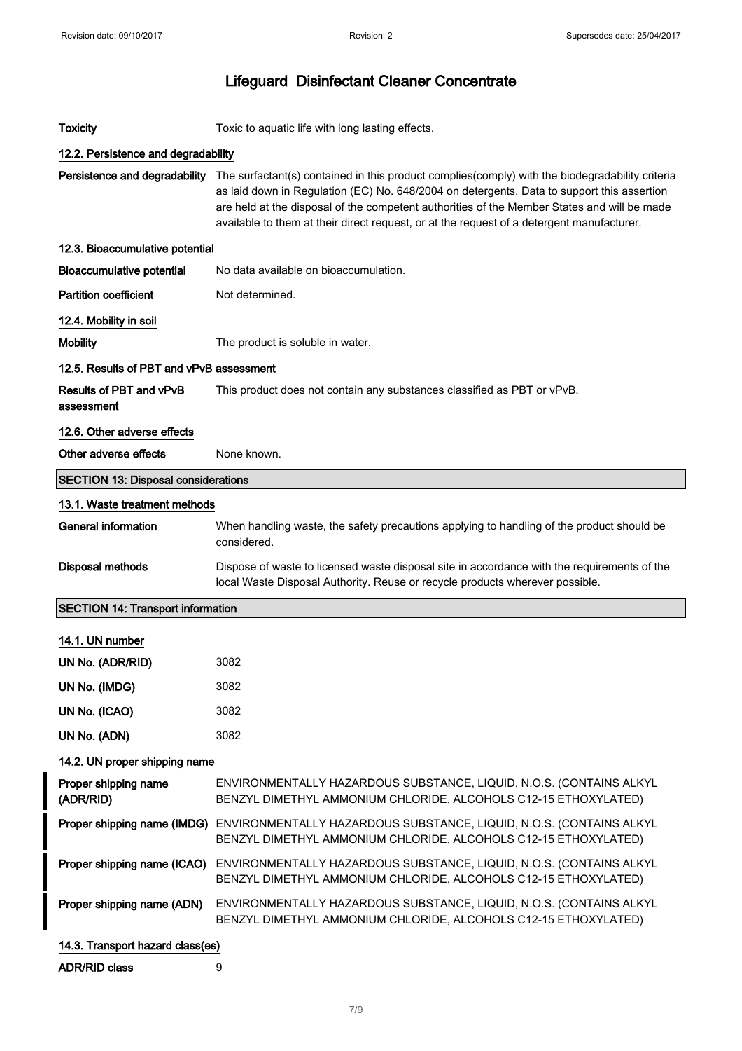| | |
|---|---|
| **Toxicity** | Toxic to aquatic life with long lasting effects. |

### 12.2. Persistence and degradability

| | |
|---|---|
| **Persistence and degradability** | The surfactant(s) contained in this product complies(comply) with the biodegradability criteria as laid down in Regulation (EC) No. 648/2004 on detergents. Data to support this assertion are held at the disposal of the competent authorities of the Member States and will be made available to them at their direct request, or at the request of a detergent manufacturer. |

### 12.3. Bioaccumulative potential

| | |
|---|---|
| **Bioaccumulative potential** | No data available on bioaccumulation. |
| **Partition coefficient** | Not determined. |

### 12.4. Mobility in soil

| | |
|---|---|
| **Mobility** | The product is soluble in water. |

### 12.5. Results of PBT and vPvB assessment

| | |
|---|---|
| **Results of PBT and vPvB assessment** | This product does not contain any substances classified as PBT or vPvB. |

### 12.6. Other adverse effects

| | |
|---|---|
| **Other adverse effects** | None known. |

## SECTION 13: Disposal considerations

### 13.1. Waste treatment methods

| | |
|---|---|
| **General information** | When handling waste, the safety precautions applying to handling of the product should be considered. |
| **Disposal methods** | Dispose of waste to licensed waste disposal site in accordance with the requirements of the local Waste Disposal Authority. Reuse or recycle products wherever possible. |

## SECTION 14: Transport information

### 14.1. UN number

| | |
|---|---|
| **UN No. (ADR/RID)** | 3082 |
| **UN No. (IMDG)** | 3082 |
| **UN No. (ICAO)** | 3082 |
| **UN No. (ADN)** | 3082 |

### 14.2. UN proper shipping name

| | |
|---|---|
| **Proper shipping name (ADR/RID)** | ENVIRONMENTALLY HAZARDOUS SUBSTANCE, LIQUID, N.O.S. (CONTAINS ALKYL BENZYL DIMETHYL AMMONIUM CHLORIDE, ALCOHOLS C12-15 ETHOXYLATED) |
| **Proper shipping name (IMDG)** | ENVIRONMENTALLY HAZARDOUS SUBSTANCE, LIQUID, N.O.S. (CONTAINS ALKYL BENZYL DIMETHYL AMMONIUM CHLORIDE, ALCOHOLS C12-15 ETHOXYLATED) |
| **Proper shipping name (ICAO)** | ENVIRONMENTALLY HAZARDOUS SUBSTANCE, LIQUID, N.O.S. (CONTAINS ALKYL BENZYL DIMETHYL AMMONIUM CHLORIDE, ALCOHOLS C12-15 ETHOXYLATED) |
| **Proper shipping name (ADN)** | ENVIRONMENTALLY HAZARDOUS SUBSTANCE, LIQUID, N.O.S. (CONTAINS ALKYL BENZYL DIMETHYL AMMONIUM CHLORIDE, ALCOHOLS C12-15 ETHOXYLATED) |

### 14.3. Transport hazard class(es)

| | |
|---|---|
| **ADR/RID class** | 9 |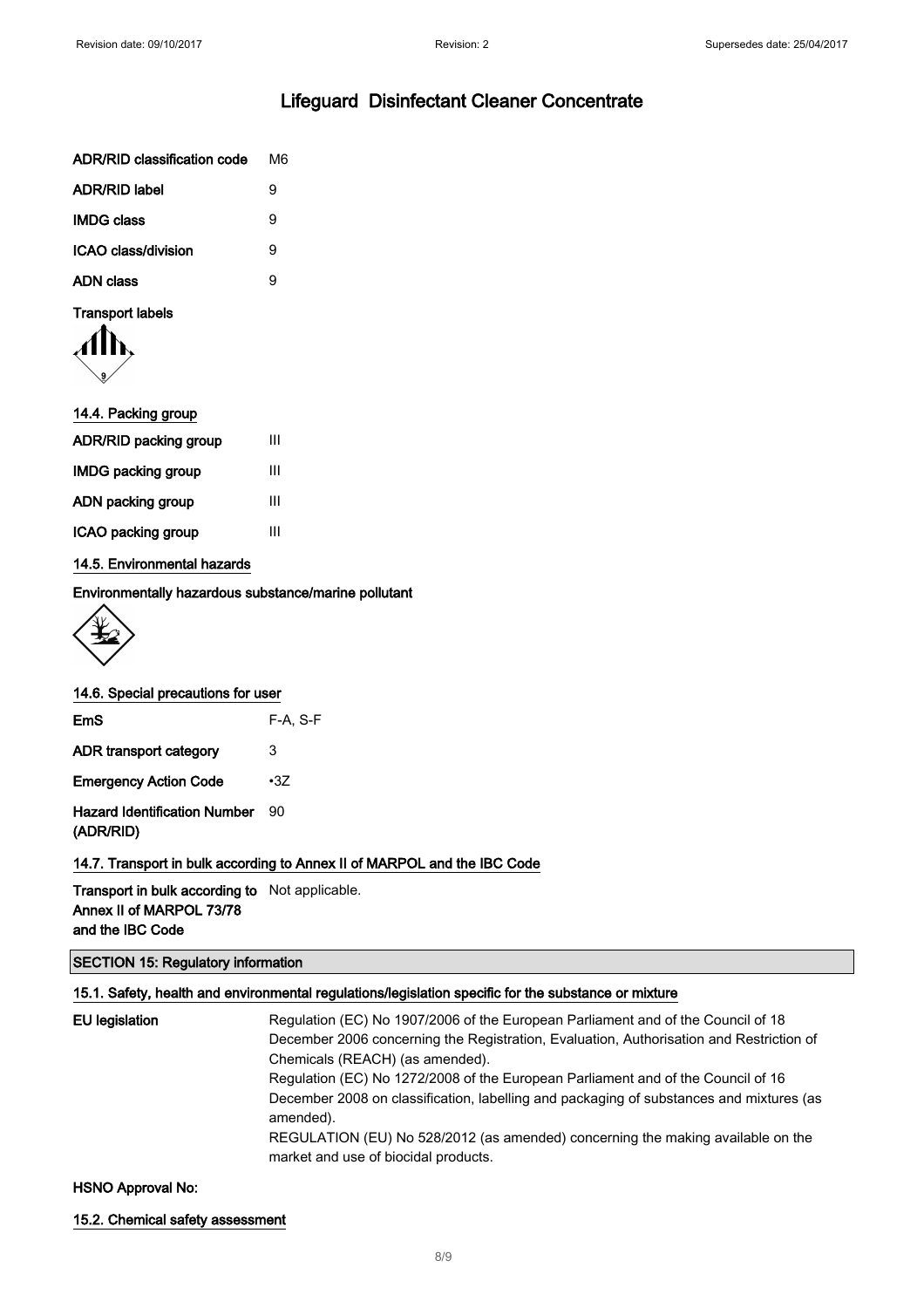# Lifeguard Disinfectant Cleaner Concentrate

| | |
|---|---|
| **ADR/RID classification code** | M6 |
| **ADR/RID label** | 9 |
| **IMDG class** | 9 |
| **ICAO class/division** | 9 |
| **ADN class** | 9 |

**Transport labels**

### 14.4. Packing group

| | |
|---|---|
| **ADR/RID packing group** | III |
| **IMDG packing group** | III |
| **ADN packing group** | III |
| **ICAO packing group** | III |

### 14.5. Environmental hazards

**Environmentally hazardous substance/marine pollutant**

### 14.6. Special precautions for user

| | |
|---|---|
| **EmS** | F-A, S-F |
| **ADR transport category** | 3 |
| **Emergency Action Code** | •3Z |
| **Hazard Identification Number (ADR/RID)** | 90 |

### 14.7. Transport in bulk according to Annex II of MARPOL and the IBC Code

**Transport in bulk according to Annex II of MARPOL 73/78 and the IBC Code** Not applicable.

## SECTION 15: Regulatory information

### 15.1. Safety, health and environmental regulations/legislation specific for the substance or mixture

**EU legislation**

Regulation (EC) No 1907/2006 of the European Parliament and of the Council of 18 December 2006 concerning the Registration, Evaluation, Authorisation and Restriction of Chemicals (REACH) (as amended).
Regulation (EC) No 1272/2008 of the European Parliament and of the Council of 16 December 2008 on classification, labelling and packaging of substances and mixtures (as amended).
REGULATION (EU) No 528/2012 (as amended) concerning the making available on the market and use of biocidal products.

**HSNO Approval No:**

### 15.2. Chemical safety assessment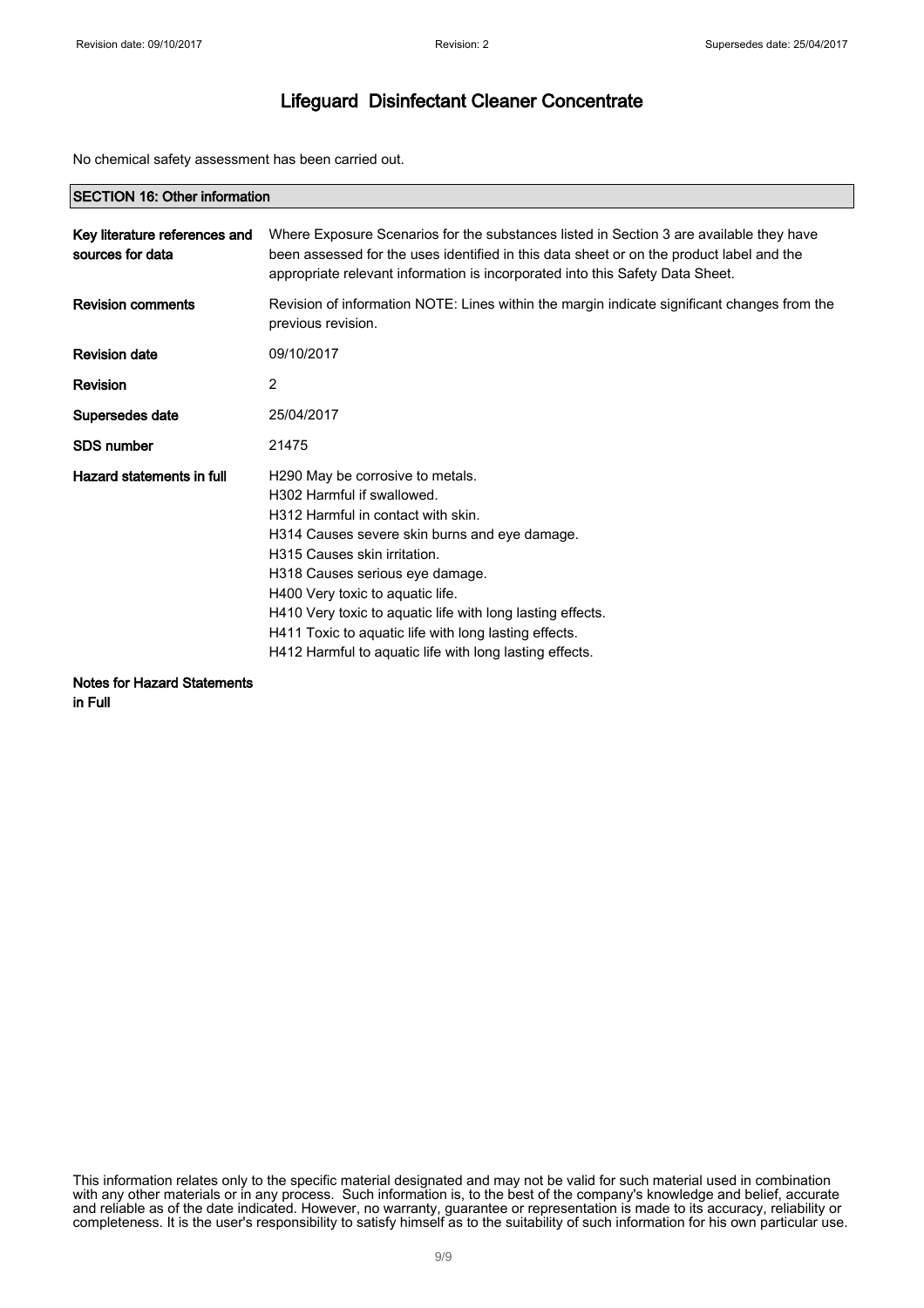# Lifeguard Disinfectant Cleaner Concentrate

No chemical safety assessment has been carried out.

## SECTION 16: Other information

| | |
|---|---|
| **Key literature references and sources for data** | Where Exposure Scenarios for the substances listed in Section 3 are available they have been assessed for the uses identified in this data sheet or on the product label and the appropriate relevant information is incorporated into this Safety Data Sheet. |
| **Revision comments** | Revision of information NOTE: Lines within the margin indicate significant changes from the previous revision. |
| **Revision date** | 09/10/2017 |
| **Revision** | 2 |
| **Supersedes date** | 25/04/2017 |
| **SDS number** | 21475 |
| **Hazard statements in full** | H290 May be corrosive to metals.<br>H302 Harmful if swallowed.<br>H312 Harmful in contact with skin.<br>H314 Causes severe skin burns and eye damage.<br>H315 Causes skin irritation.<br>H318 Causes serious eye damage.<br>H400 Very toxic to aquatic life.<br>H410 Very toxic to aquatic life with long lasting effects.<br>H411 Toxic to aquatic life with long lasting effects.<br>H412 Harmful to aquatic life with long lasting effects. |
| **Notes for Hazard Statements in Full** | |

This information relates only to the specific material designated and may not be valid for such material used in combination with any other materials or in any process. Such information is, to the best of the company's knowledge and belief, accurate and reliable as of the date indicated. However, no warranty, guarantee or representation is made to its accuracy, reliability or completeness. It is the user's responsibility to satisfy himself as to the suitability of such information for his own particular use.